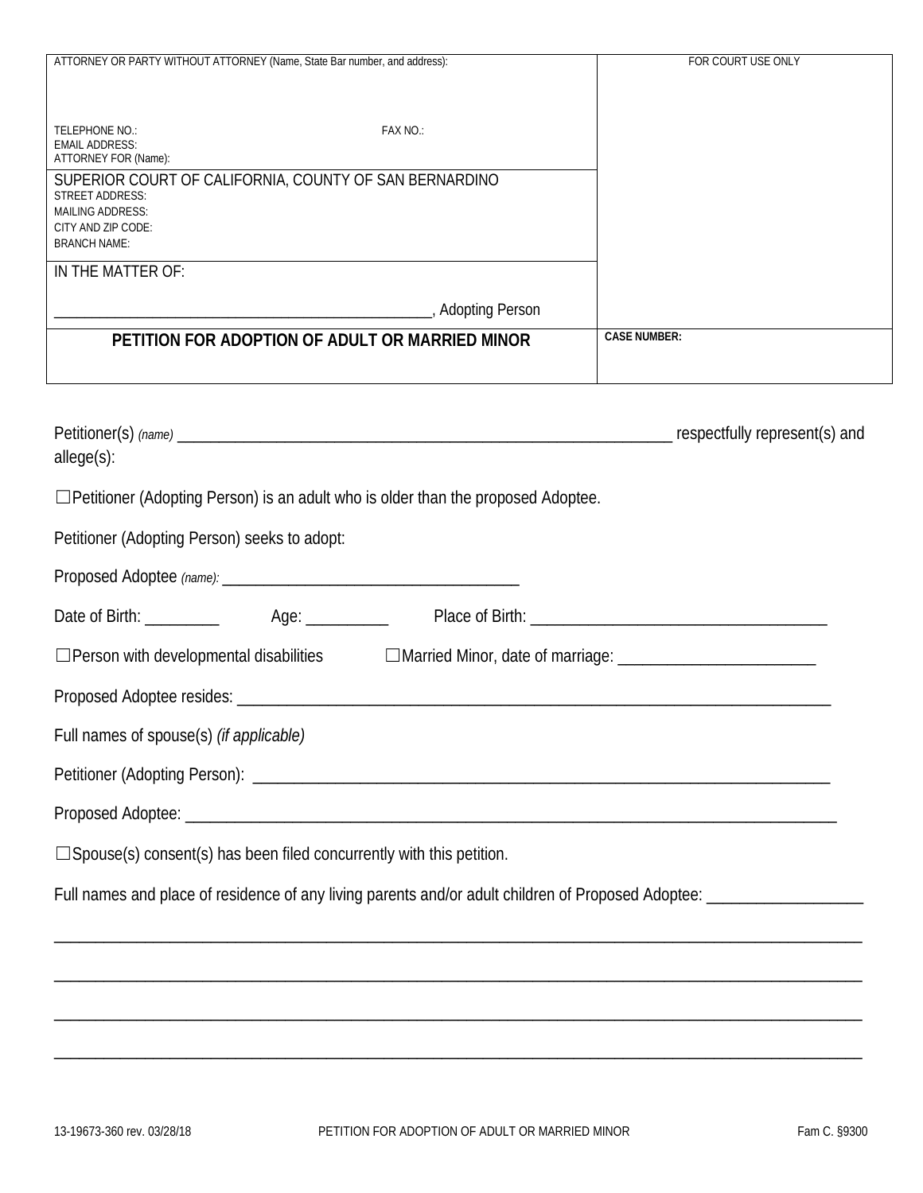| ATTORNEY OR PARTY WITHOUT ATTORNEY (Name, State Bar number, and address):<br><br>TELEPHONE NO.: FAX NO.:<br>EMAIL ADDRESS:<br>ATTORNEY FOR (Name): | FOR COURT USE ONLY |
|---|---|
| SUPERIOR COURT OF CALIFORNIA, COUNTY OF SAN BERNARDINO<br>STREET ADDRESS:<br>MAILING ADDRESS:<br>CITY AND ZIP CODE:<br>BRANCH NAME: | |
| IN THE MATTER OF:<br><br>_______________________________________________, Adopting Person | |
| **PETITION FOR ADOPTION OF ADULT OR MARRIED MINOR** | **CASE NUMBER:** |

Petitioner(s) *(name)* ____________________________________________________________ respectfully represent(s) and allege(s):

☐Petitioner (Adopting Person) is an adult who is older than the proposed Adoptee.

Petitioner (Adopting Person) seeks to adopt:

Proposed Adoptee *(name):* ___________________________________

Date of Birth: _________ Age: __________ Place of Birth: ___________________________________

☐Person with developmental disabilities ☐Married Minor, date of marriage: _______________________

Proposed Adoptee resides: __________________________________________________________________________

Full names of spouse(s) *(if applicable)*

Petitioner (Adopting Person): _______________________________________________________________________

Proposed Adoptee: _______________________________________________________________________________

☐Spouse(s) consent(s) has been filed concurrently with this petition.

Full names and place of residence of any living parents and/or adult children of Proposed Adoptee: __________________

_____________________________________________________________________________________________

_____________________________________________________________________________________________

_____________________________________________________________________________________________

_____________________________________________________________________________________________

13-19673-360 rev. 03/28/18 PETITION FOR ADOPTION OF ADULT OR MARRIED MINOR Fam C. §9300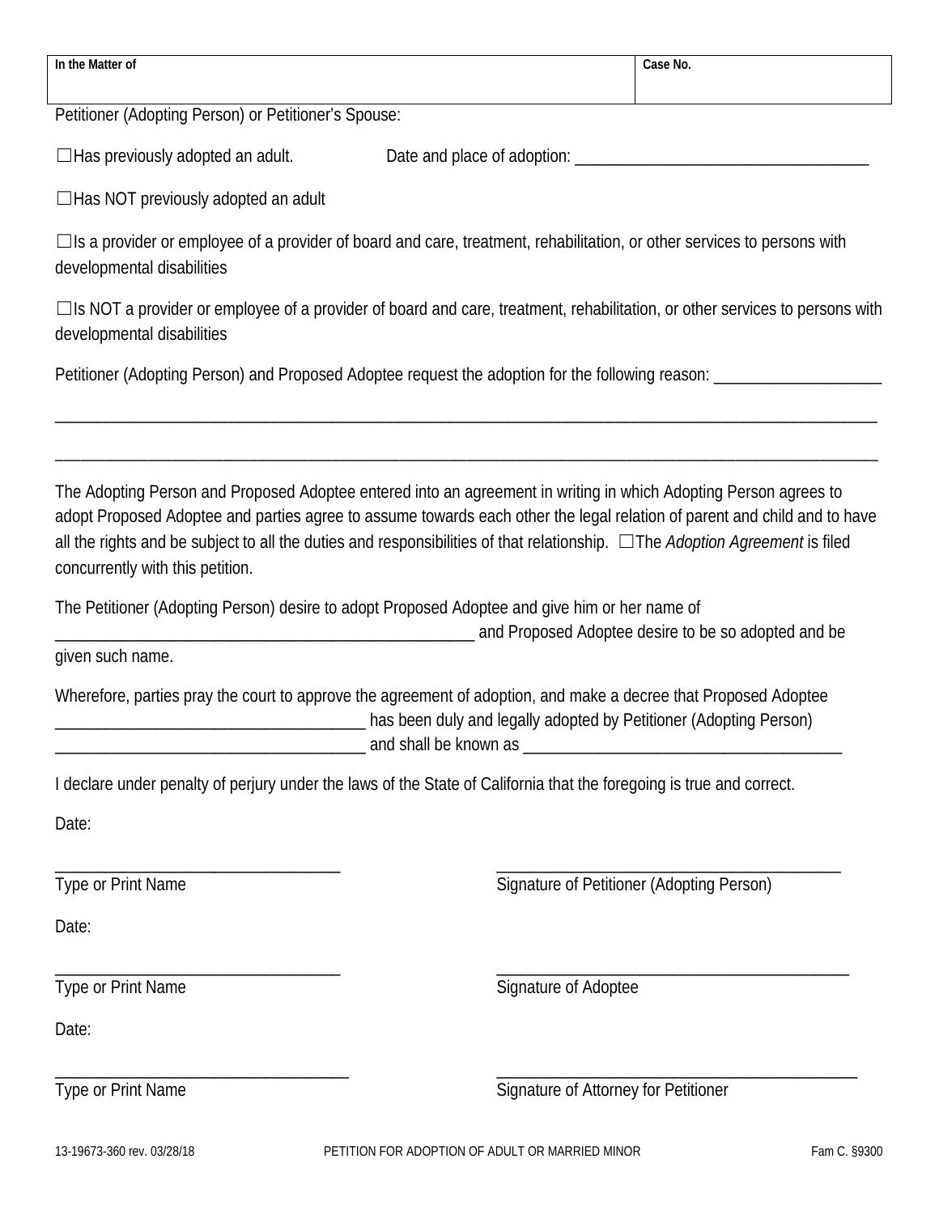| In the Matter of | Case No. |
|---|---|
| | |

Petitioner (Adopting Person) or Petitioner's Spouse:

☐Has previously adopted an adult. Date and place of adoption: ___________________________________

☐Has NOT previously adopted an adult

☐Is a provider or employee of a provider of board and care, treatment, rehabilitation, or other services to persons with developmental disabilities

☐Is NOT a provider or employee of a provider of board and care, treatment, rehabilitation, or other services to persons with developmental disabilities

Petitioner (Adopting Person) and Proposed Adoptee request the adoption for the following reason: ____________________

_______________________________________________________________________________________________________

_______________________________________________________________________________________________________

The Adopting Person and Proposed Adoptee entered into an agreement in writing in which Adopting Person agrees to adopt Proposed Adoptee and parties agree to assume towards each other the legal relation of parent and child and to have all the rights and be subject to all the duties and responsibilities of that relationship. ☐The *Adoption Agreement* is filed concurrently with this petition.

The Petitioner (Adopting Person) desire to adopt Proposed Adoptee and give him or her name of _____________________________________________________ and Proposed Adoptee desire to be so adopted and be given such name.

Wherefore, parties pray the court to approve the agreement of adoption, and make a decree that Proposed Adoptee _______________________________________ has been duly and legally adopted by Petitioner (Adopting Person) _______________________________________ and shall be known as ________________________________________

I declare under penalty of perjury under the laws of the State of California that the foregoing is true and correct.

Date:

____________________________________ ____________________________________________
Type or Print Name Signature of Petitioner (Adopting Person)

Date:

____________________________________ ____________________________________________
Type or Print Name Signature of Adoptee

Date:

____________________________________ ____________________________________________
Type or Print Name Signature of Attorney for Petitioner

13-19673-360 rev. 03/28/18 PETITION FOR ADOPTION OF ADULT OR MARRIED MINOR Fam C. §9300